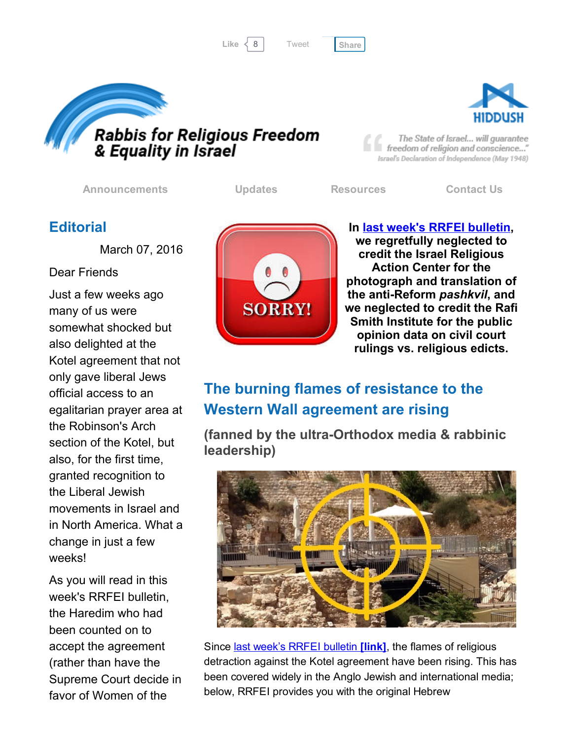Like 8 Tweet Share

# Rabbis for Religious Freedom & Equality in Israel

HIDDUSH

"The State of Israel... will guarantee freedom of religion and conscience..."
Israel's Declaration of Independence (May 1948)

Announcements | Updates | Resources | Contact Us

## Editorial

March 07, 2016

Dear Friends

Just a few weeks ago many of us were somewhat shocked but also delighted at the Kotel agreement that not only gave liberal Jews official access to an egalitarian prayer area at the Robinson's Arch section of the Kotel, but also, for the first time, granted recognition to the Liberal Jewish movements in Israel and in North America. What a change in just a few weeks!

As you will read in this week's RRFEI bulletin, the Haredim who had been counted on to accept the agreement (rather than have the Supreme Court decide in favor of Women of the

**In [last week's RRFEI bulletin](), we regretfully neglected to credit the Israel Religious Action Center for the photograph and translation of the anti-Reform *pashkvil*, and we neglected to credit the Rafi Smith Institute for the public opinion data on civil court rulings vs. religious edicts.**

## The burning flames of resistance to the Western Wall agreement are rising

### (fanned by the ultra-Orthodox media & rabbinic leadership)

Since [last week's RRFEI bulletin **[link]**](), the flames of religious detraction against the Kotel agreement have been rising. This has been covered widely in the Anglo Jewish and international media; below, RRFEI provides you with the original Hebrew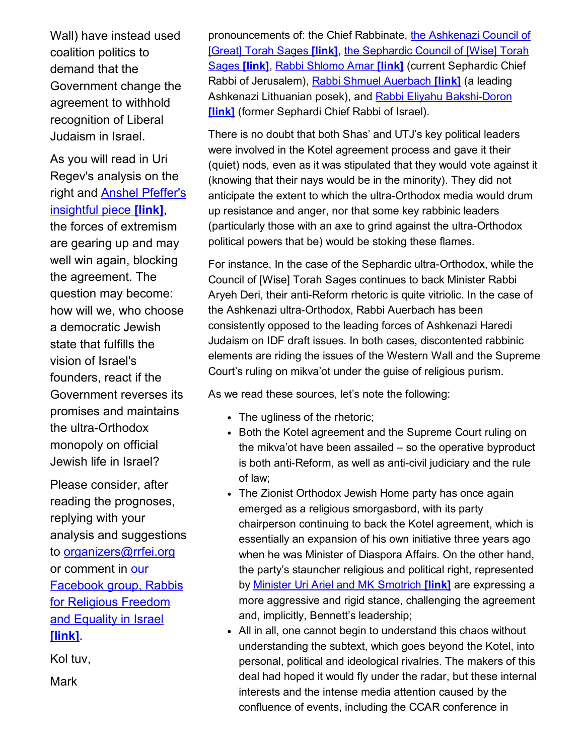Wall) have instead used coalition politics to demand that the Government change the agreement to withhold recognition of Liberal Judaism in Israel.

As you will read in Uri Regev's analysis on the right and Anshel Pfeffer's insightful piece **[link]**, the forces of extremism are gearing up and may well win again, blocking the agreement. The question may become: how will we, who choose a democratic Jewish state that fulfills the vision of Israel's founders, react if the Government reverses its promises and maintains the ultra-Orthodox monopoly on official Jewish life in Israel?

Please consider, after reading the prognoses, replying with your analysis and suggestions to organizers@rrfei.org or comment in our Facebook group, Rabbis for Religious Freedom and Equality in Israel **[link]**.

Kol tuv,

Mark

pronouncements of: the Chief Rabbinate, the Ashkenazi Council of [Great] Torah Sages **[link]**, the Sephardic Council of [Wise] Torah Sages **[link]**, Rabbi Shlomo Amar **[link]** (current Sephardic Chief Rabbi of Jerusalem), Rabbi Shmuel Auerbach **[link]** (a leading Ashkenazi Lithuanian posek), and Rabbi Eliyahu Bakshi-Doron **[link]** (former Sephardi Chief Rabbi of Israel).

There is no doubt that both Shas' and UTJ's key political leaders were involved in the Kotel agreement process and gave it their (quiet) nods, even as it was stipulated that they would vote against it (knowing that their nays would be in the minority). They did not anticipate the extent to which the ultra-Orthodox media would drum up resistance and anger, nor that some key rabbinic leaders (particularly those with an axe to grind against the ultra-Orthodox political powers that be) would be stoking these flames.

For instance, In the case of the Sephardic ultra-Orthodox, while the Council of [Wise] Torah Sages continues to back Minister Rabbi Aryeh Deri, their anti-Reform rhetoric is quite vitriolic. In the case of the Ashkenazi ultra-Orthodox, Rabbi Auerbach has been consistently opposed to the leading forces of Ashkenazi Haredi Judaism on IDF draft issues. In both cases, discontented rabbinic elements are riding the issues of the Western Wall and the Supreme Court's ruling on mikva'ot under the guise of religious purism.

As we read these sources, let's note the following:

- The ugliness of the rhetoric;
- Both the Kotel agreement and the Supreme Court ruling on the mikva'ot have been assailed – so the operative byproduct is both anti-Reform, as well as anti-civil judiciary and the rule of law;
- The Zionist Orthodox Jewish Home party has once again emerged as a religious smorgasbord, with its party chairperson continuing to back the Kotel agreement, which is essentially an expansion of his own initiative three years ago when he was Minister of Diaspora Affairs. On the other hand, the party's staunicher religious and political right, represented by Minister Uri Ariel and MK Smotrich **[link]** are expressing a more aggressive and rigid stance, challenging the agreement and, implicitly, Bennett's leadership;
- All in all, one cannot begin to understand this chaos without understanding the subtext, which goes beyond the Kotel, into personal, political and ideological rivalries. The makers of this deal had hoped it would fly under the radar, but these internal interests and the intense media attention caused by the confluence of events, including the CCAR conference in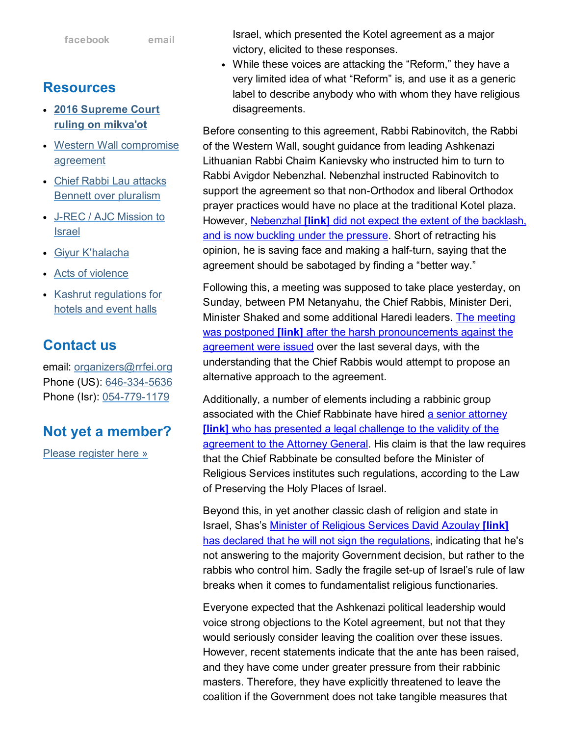Israel, which presented the Kotel agreement as a major victory, elicited to these responses.

- While these voices are attacking the "Reform," they have a very limited idea of what "Reform" is, and use it as a generic label to describe anybody who with whom they have religious disagreements.

Before consenting to this agreement, Rabbi Rabinovitch, the Rabbi of the Western Wall, sought guidance from leading Ashkenazi Lithuanian Rabbi Chaim Kanievsky who instructed him to turn to Rabbi Avigdor Nebenzhal. Nebenzhal instructed Rabinovitch to support the agreement so that non-Orthodox and liberal Orthodox prayer practices would have no place at the traditional Kotel plaza. However, Nebenzhal **[link]** did not expect the extent of the backlash, and is now buckling under the pressure. Short of retracting his opinion, he is saving face and making a half-turn, saying that the agreement should be sabotaged by finding a "better way."

Following this, a meeting was supposed to take place yesterday, on Sunday, between PM Netanyahu, the Chief Rabbis, Minister Deri, Minister Shaked and some additional Haredi leaders. The meeting was postponed **[link]** after the harsh pronouncements against the agreement were issued over the last several days, with the understanding that the Chief Rabbis would attempt to propose an alternative approach to the agreement.

Additionally, a number of elements including a rabbinic group associated with the Chief Rabbinate have hired a senior attorney **[link]** who has presented a legal challenge to the validity of the agreement to the Attorney General. His claim is that the law requires that the Chief Rabbinate be consulted before the Minister of Religious Services institutes such regulations, according to the Law of Preserving the Holy Places of Israel.

Beyond this, in yet another classic clash of religion and state in Israel, Shas's Minister of Religious Services David Azoulay **[link]** has declared that he will not sign the regulations, indicating that he's not answering to the majority Government decision, but rather to the rabbis who control him. Sadly the fragile set-up of Israel's rule of law breaks when it comes to fundamentalist religious functionaries.

Everyone expected that the Ashkenazi political leadership would voice strong objections to the Kotel agreement, but not that they would seriously consider leaving the coalition over these issues. However, recent statements indicate that the ante has been raised, and they have come under greater pressure from their rabbinic masters. Therefore, they have explicitly threatened to leave the coalition if the Government does not take tangible measures that

facebook email

## Resources

- **2016 Supreme Court ruling on mikva'ot**
- Western Wall compromise agreement
- Chief Rabbi Lau attacks Bennett over pluralism
- J-REC / AJC Mission to Israel
- Giyur K'halacha
- Acts of violence
- Kashrut regulations for hotels and event halls

## Contact us

email: organizers@rrfei.org
Phone (US): 646-334-5636
Phone (Isr): 054-779-1179

## Not yet a member?

Please register here »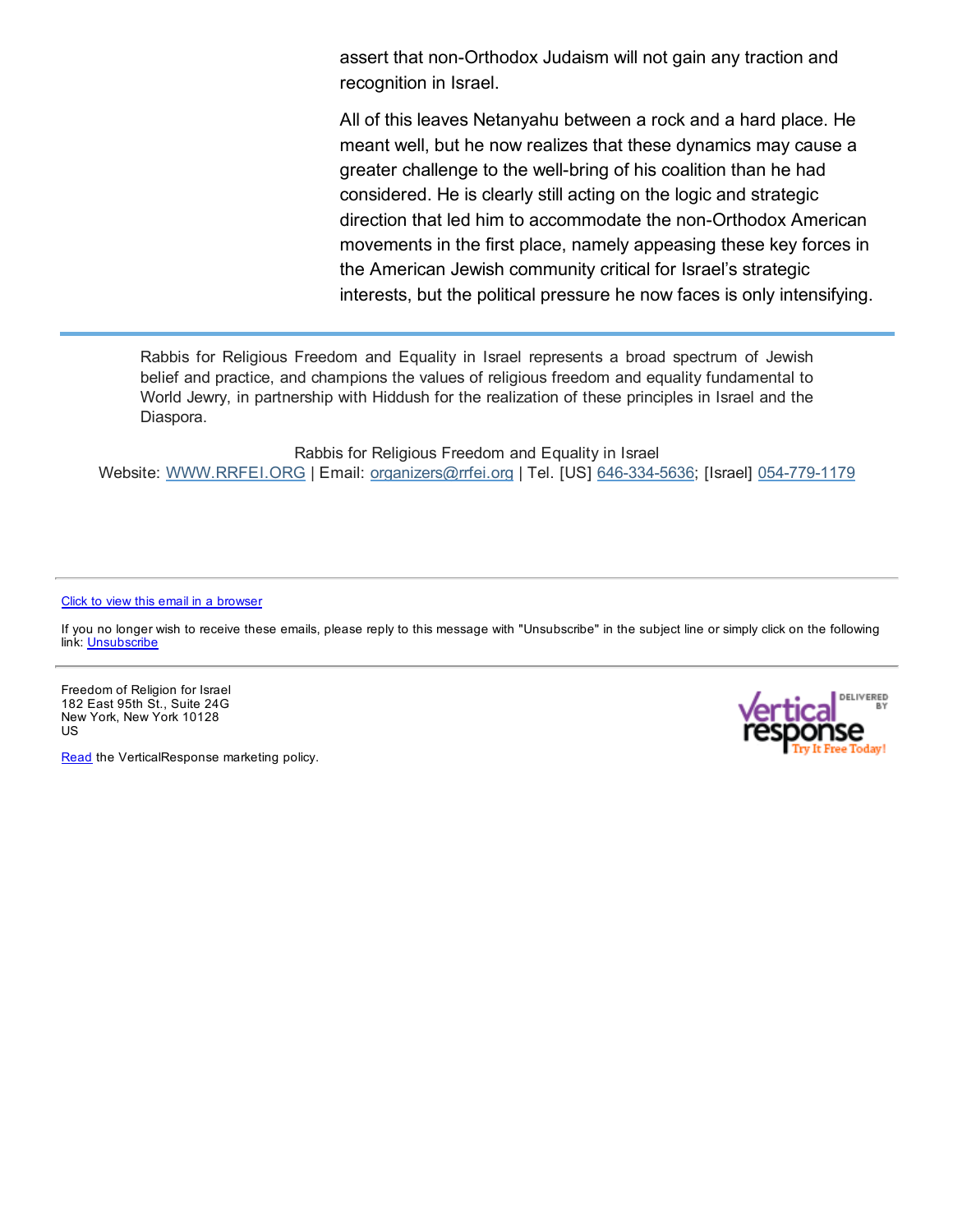assert that non-Orthodox Judaism will not gain any traction and recognition in Israel.

All of this leaves Netanyahu between a rock and a hard place. He meant well, but he now realizes that these dynamics may cause a greater challenge to the well-bring of his coalition than he had considered. He is clearly still acting on the logic and strategic direction that led him to accommodate the non-Orthodox American movements in the first place, namely appeasing these key forces in the American Jewish community critical for Israel's strategic interests, but the political pressure he now faces is only intensifying.

---

Rabbis for Religious Freedom and Equality in Israel represents a broad spectrum of Jewish belief and practice, and champions the values of religious freedom and equality fundamental to World Jewry, in partnership with Hiddush for the realization of these principles in Israel and the Diaspora.

Rabbis for Religious Freedom and Equality in Israel
Website: [WWW.RRFEI.ORG](http://WWW.RRFEI.ORG) | Email: [organizers@rrfei.org](mailto:organizers@rrfei.org) | Tel. [US] 646-334-5636; [Israel] 054-779-1179

---

Click to view this email in a browser

If you no longer wish to receive these emails, please reply to this message with "Unsubscribe" in the subject line or simply click on the following link: Unsubscribe

---

Freedom of Religion for Israel
182 East 95th St., Suite 24G
New York, New York 10128
US

Read the VerticalResponse marketing policy.

Vertical response DELIVERED BY Try It Free Today!